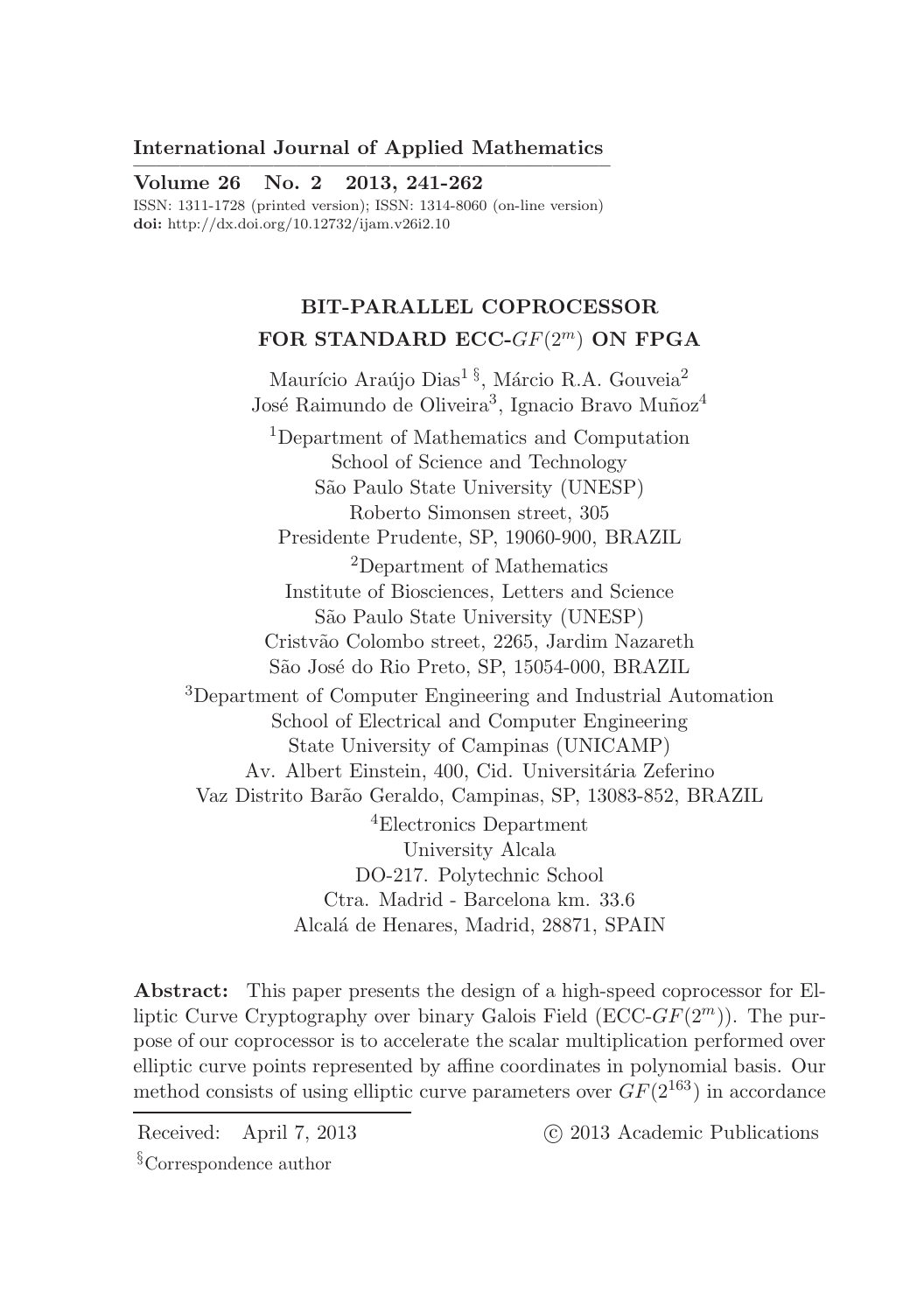International Journal of Applied Mathematics

**Volume 26 No. 2 2013, 241-262**

ISSN: 1311-1728 (printed version); ISSN: 1314-8060 (on-line version)

**doi:** http://dx.doi.org/10.12732/ijam.v26i2.10

# BIT-PARALLEL COPROCESSOR FOR STANDARD ECC-$GF(2^m)$ ON FPGA

Maurício Araújo Dias[1 §], Márcio R.A. Gouveia[2]
José Raimundo de Oliveira[3], Ignacio Bravo Muñoz[4]

[1]Department of Mathematics and Computation
School of Science and Technology
São Paulo State University (UNESP)
Roberto Simonsen street, 305
Presidente Prudente, SP, 19060-900, BRAZIL

[2]Department of Mathematics
Institute of Biosciences, Letters and Science
São Paulo State University (UNESP)
Cristvão Colombo street, 2265, Jardim Nazareth
São José do Rio Preto, SP, 15054-000, BRAZIL

[3]Department of Computer Engineering and Industrial Automation
School of Electrical and Computer Engineering
State University of Campinas (UNICAMP)
Av. Albert Einstein, 400, Cid. Universitária Zeferino
Vaz Distrito Barão Geraldo, Campinas, SP, 13083-852, BRAZIL

[4]Electronics Department
University Alcala
DO-217. Polytechnic School
Ctra. Madrid - Barcelona km. 33.6
Alcalá de Henares, Madrid, 28871, SPAIN

**Abstract:** This paper presents the design of a high-speed coprocessor for Elliptic Curve Cryptography over binary Galois Field (ECC-$GF(2^m)$). The purpose of our coprocessor is to accelerate the scalar multiplication performed over elliptic curve points represented by affine coordinates in polynomial basis. Our method consists of using elliptic curve parameters over $GF(2^{163})$ in accordance

Received: April 7, 2013 © 2013 Academic Publications

§Correspondence author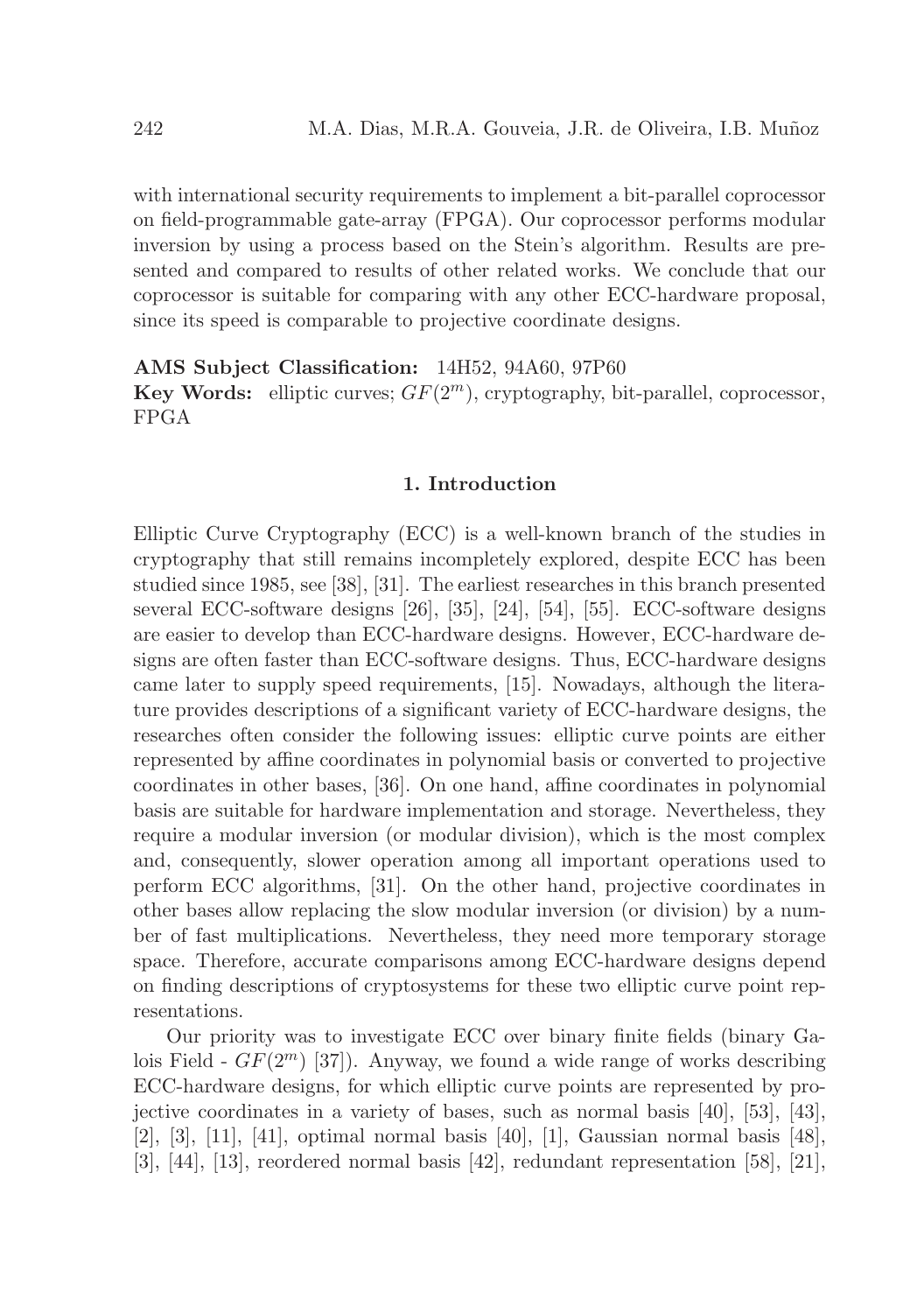with international security requirements to implement a bit-parallel coprocessor on field-programmable gate-array (FPGA). Our coprocessor performs modular inversion by using a process based on the Stein's algorithm. Results are presented and compared to results of other related works. We conclude that our coprocessor is suitable for comparing with any other ECC-hardware proposal, since its speed is comparable to projective coordinate designs.

**AMS Subject Classification:** 14H52, 94A60, 97P60
**Key Words:** elliptic curves; $GF(2^m)$, cryptography, bit-parallel, coprocessor, FPGA

## 1. Introduction

Elliptic Curve Cryptography (ECC) is a well-known branch of the studies in cryptography that still remains incompletely explored, despite ECC has been studied since 1985, see [38], [31]. The earliest researches in this branch presented several ECC-software designs [26], [35], [24], [54], [55]. ECC-software designs are easier to develop than ECC-hardware designs. However, ECC-hardware designs are often faster than ECC-software designs. Thus, ECC-hardware designs came later to supply speed requirements, [15]. Nowadays, although the literature provides descriptions of a significant variety of ECC-hardware designs, the researches often consider the following issues: elliptic curve points are either represented by affine coordinates in polynomial basis or converted to projective coordinates in other bases, [36]. On one hand, affine coordinates in polynomial basis are suitable for hardware implementation and storage. Nevertheless, they require a modular inversion (or modular division), which is the most complex and, consequently, slower operation among all important operations used to perform ECC algorithms, [31]. On the other hand, projective coordinates in other bases allow replacing the slow modular inversion (or division) by a number of fast multiplications. Nevertheless, they need more temporary storage space. Therefore, accurate comparisons among ECC-hardware designs depend on finding descriptions of cryptosystems for these two elliptic curve point representations.

Our priority was to investigate ECC over binary finite fields (binary Galois Field - $GF(2^m)$ [37]). Anyway, we found a wide range of works describing ECC-hardware designs, for which elliptic curve points are represented by projective coordinates in a variety of bases, such as normal basis [40], [53], [43], [2], [3], [11], [41], optimal normal basis [40], [1], Gaussian normal basis [48], [3], [44], [13], reordered normal basis [42], redundant representation [58], [21],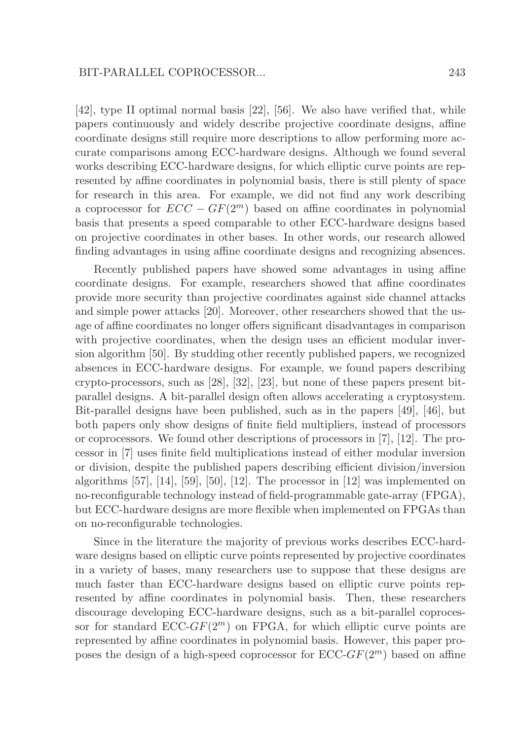[42], type II optimal normal basis [22], [56]. We also have verified that, while papers continuously and widely describe projective coordinate designs, affine coordinate designs still require more descriptions to allow performing more accurate comparisons among ECC-hardware designs. Although we found several works describing ECC-hardware designs, for which elliptic curve points are represented by affine coordinates in polynomial basis, there is still plenty of space for research in this area. For example, we did not find any work describing a coprocessor for $ECC - GF(2^m)$ based on affine coordinates in polynomial basis that presents a speed comparable to other ECC-hardware designs based on projective coordinates in other bases. In other words, our research allowed finding advantages in using affine coordinate designs and recognizing absences.

Recently published papers have showed some advantages in using affine coordinate designs. For example, researchers showed that affine coordinates provide more security than projective coordinates against side channel attacks and simple power attacks [20]. Moreover, other researchers showed that the usage of affine coordinates no longer offers significant disadvantages in comparison with projective coordinates, when the design uses an efficient modular inversion algorithm [50]. By studding other recently published papers, we recognized absences in ECC-hardware designs. For example, we found papers describing crypto-processors, such as [28], [32], [23], but none of these papers present bit-parallel designs. A bit-parallel design often allows accelerating a cryptosystem. Bit-parallel designs have been published, such as in the papers [49], [46], but both papers only show designs of finite field multipliers, instead of processors or coprocessors. We found other descriptions of processors in [7], [12]. The processor in [7] uses finite field multiplications instead of either modular inversion or division, despite the published papers describing efficient division/inversion algorithms [57], [14], [59], [50], [12]. The processor in [12] was implemented on no-reconfigurable technology instead of field-programmable gate-array (FPGA), but ECC-hardware designs are more flexible when implemented on FPGAs than on no-reconfigurable technologies.

Since in the literature the majority of previous works describes ECC-hardware designs based on elliptic curve points represented by projective coordinates in a variety of bases, many researchers use to suppose that these designs are much faster than ECC-hardware designs based on elliptic curve points represented by affine coordinates in polynomial basis. Then, these researchers discourage developing ECC-hardware designs, such as a bit-parallel coprocessor for standard ECC-$GF(2^m)$ on FPGA, for which elliptic curve points are represented by affine coordinates in polynomial basis. However, this paper proposes the design of a high-speed coprocessor for ECC-$GF(2^m)$ based on affine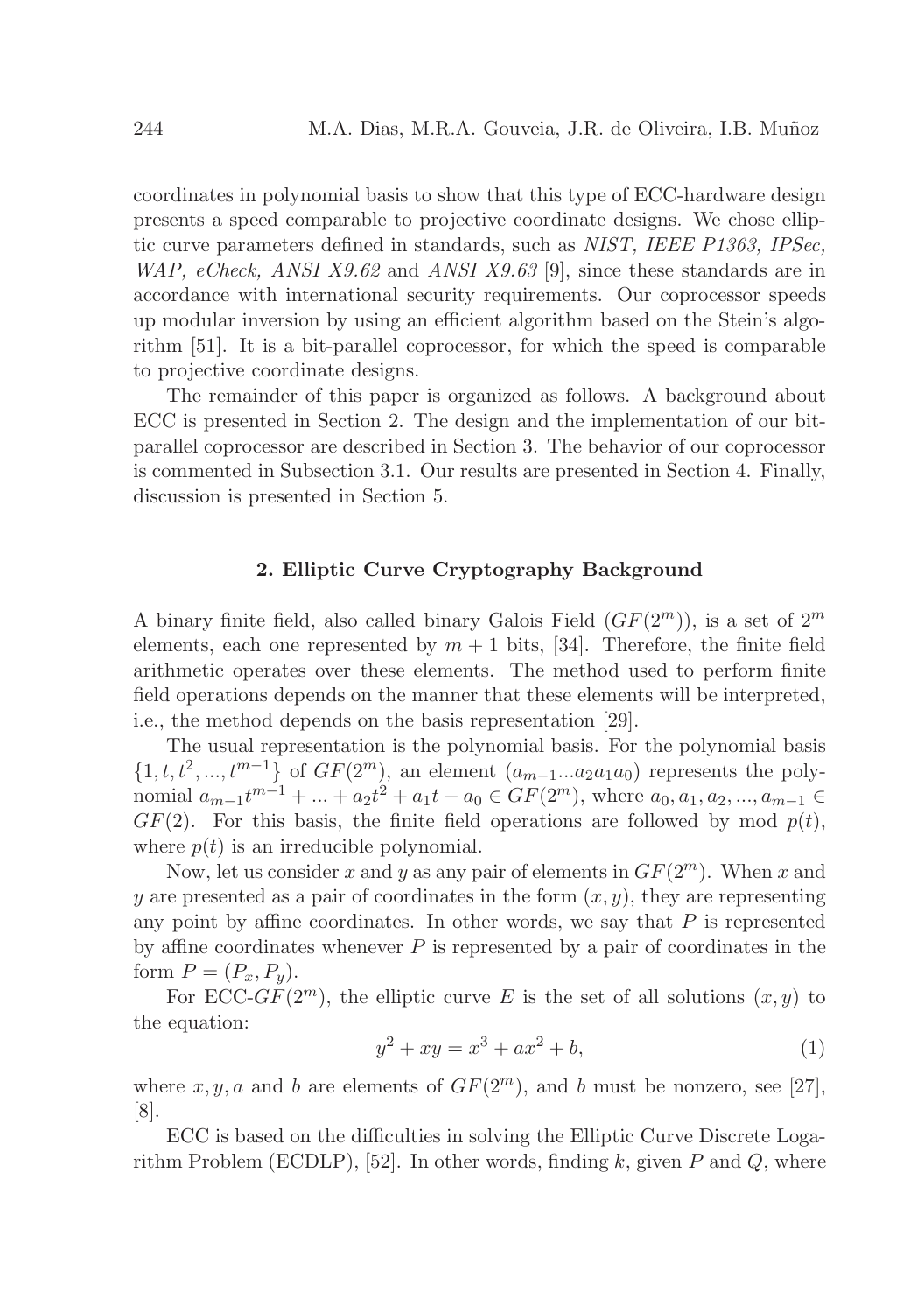coordinates in polynomial basis to show that this type of ECC-hardware design presents a speed comparable to projective coordinate designs. We chose elliptic curve parameters defined in standards, such as *NIST, IEEE P1363, IPSec, WAP, eCheck, ANSI X9.62* and *ANSI X9.63* [9], since these standards are in accordance with international security requirements. Our coprocessor speeds up modular inversion by using an efficient algorithm based on the Stein's algorithm [51]. It is a bit-parallel coprocessor, for which the speed is comparable to projective coordinate designs.

The remainder of this paper is organized as follows. A background about ECC is presented in Section 2. The design and the implementation of our bit-parallel coprocessor are described in Section 3. The behavior of our coprocessor is commented in Subsection 3.1. Our results are presented in Section 4. Finally, discussion is presented in Section 5.

## 2. Elliptic Curve Cryptography Background

A binary finite field, also called binary Galois Field ($GF(2^m)$), is a set of $2^m$ elements, each one represented by $m + 1$ bits, [34]. Therefore, the finite field arithmetic operates over these elements. The method used to perform finite field operations depends on the manner that these elements will be interpreted, i.e., the method depends on the basis representation [29].

The usual representation is the polynomial basis. For the polynomial basis $\{1, t, t^2, ..., t^{m-1}\}$ of $GF(2^m)$, an element $(a_{m-1}...a_2a_1a_0)$ represents the polynomial $a_{m-1}t^{m-1} + ... + a_2t^2 + a_1t + a_0 \in GF(2^m)$, where $a_0, a_1, a_2, ..., a_{m-1} \in GF(2)$. For this basis, the finite field operations are followed by mod $p(t)$, where $p(t)$ is an irreducible polynomial.

Now, let us consider $x$ and $y$ as any pair of elements in $GF(2^m)$. When $x$ and $y$ are presented as a pair of coordinates in the form $(x, y)$, they are representing any point by affine coordinates. In other words, we say that $P$ is represented by affine coordinates whenever $P$ is represented by a pair of coordinates in the form $P = (P_x, P_y)$.

For ECC-$GF(2^m)$, the elliptic curve $E$ is the set of all solutions $(x, y)$ to the equation:

$$y^2 + xy = x^3 + ax^2 + b, \tag{1}$$

where $x, y, a$ and $b$ are elements of $GF(2^m)$, and $b$ must be nonzero, see [27], [8].

ECC is based on the difficulties in solving the Elliptic Curve Discrete Logarithm Problem (ECDLP), [52]. In other words, finding $k$, given $P$ and $Q$, where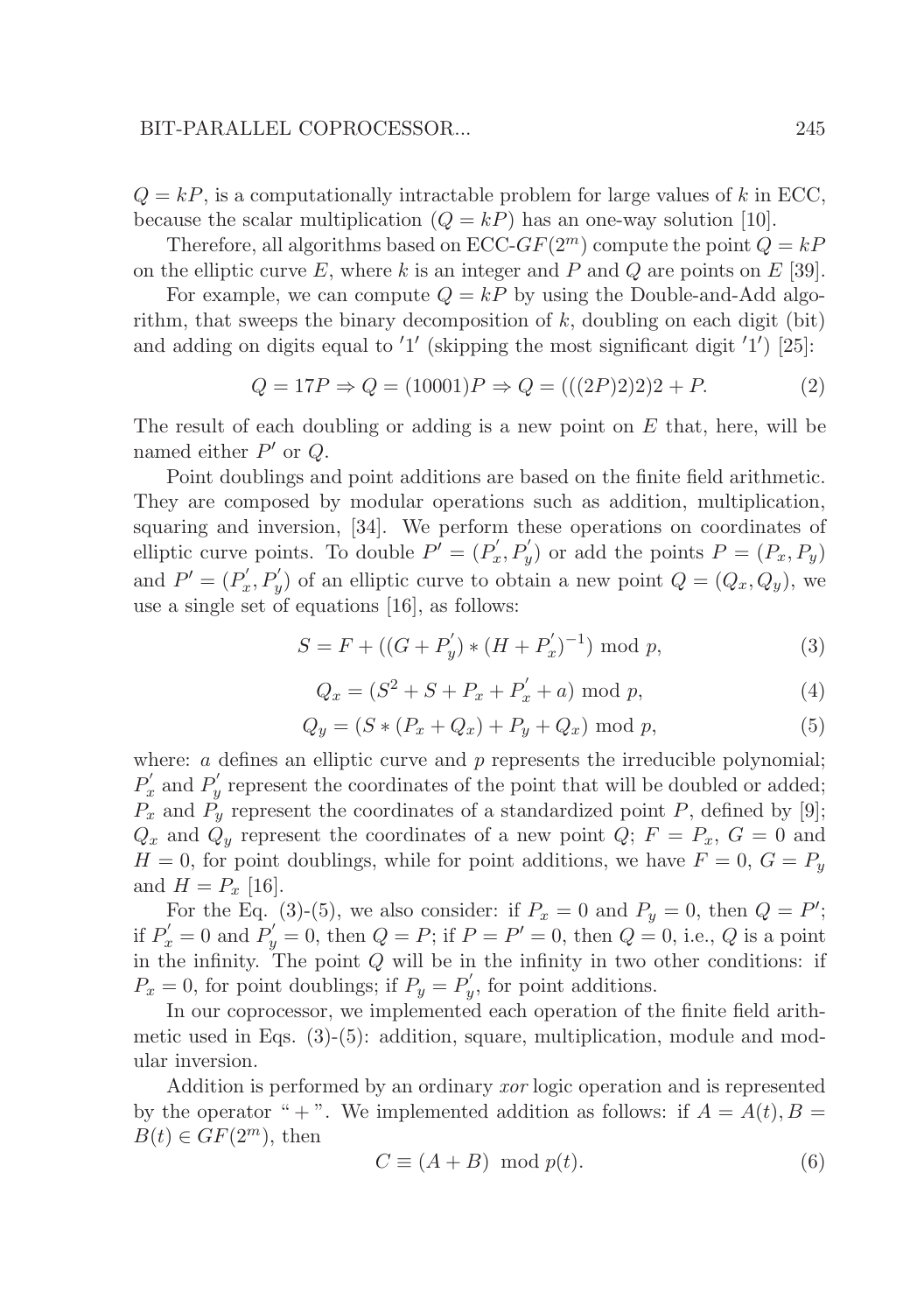$Q = kP$, is a computationally intractable problem for large values of $k$ in ECC, because the scalar multiplication ($Q = kP$) has an one-way solution [10].

Therefore, all algorithms based on ECC-$GF(2^m)$ compute the point $Q = kP$ on the elliptic curve $E$, where $k$ is an integer and $P$ and $Q$ are points on $E$ [39].

For example, we can compute $Q = kP$ by using the Double-and-Add algorithm, that sweeps the binary decomposition of $k$, doubling on each digit (bit) and adding on digits equal to $'1'$ (skipping the most significant digit $'1'$) [25]:

$$Q = 17P \Rightarrow Q = (10001)P \Rightarrow Q = (((2P)2)2)2 + P. \tag{2}$$

The result of each doubling or adding is a new point on $E$ that, here, will be named either $P'$ or $Q$.

Point doublings and point additions are based on the finite field arithmetic. They are composed by modular operations such as addition, multiplication, squaring and inversion, [34]. We perform these operations on coordinates of elliptic curve points. To double $P' = (P_x^{'}, P_y^{'})$ or add the points $P = (P_x, P_y)$ and $P' = (P_x^{'}, P_y^{'})$ of an elliptic curve to obtain a new point $Q = (Q_x, Q_y)$, we use a single set of equations [16], as follows:

$$S = F + ((G + P_y^{'}) * (H + P_x^{'})^{-1}) \bmod p, \tag{3}$$

$$Q_x = (S^2 + S + P_x + P_x^{'} + a) \bmod p, \tag{4}$$

$$Q_y = (S * (P_x + Q_x) + P_y + Q_x) \bmod p, \tag{5}$$

where: $a$ defines an elliptic curve and $p$ represents the irreducible polynomial; $P_x^{'}$ and $P_y^{'}$ represent the coordinates of the point that will be doubled or added; $P_x$ and $P_y$ represent the coordinates of a standardized point $P$, defined by [9]; $Q_x$ and $Q_y$ represent the coordinates of a new point $Q$; $F = P_x$, $G = 0$ and $H = 0$, for point doublings, while for point additions, we have $F = 0$, $G = P_y$ and $H = P_x$ [16].

For the Eq. (3)-(5), we also consider: if $P_x = 0$ and $P_y = 0$, then $Q = P'$; if $P_x^{'} = 0$ and $P_y^{'} = 0$, then $Q = P$; if $P = P' = 0$, then $Q = 0$, i.e., $Q$ is a point in the infinity. The point $Q$ will be in the infinity in two other conditions: if $P_x = 0$, for point doublings; if $P_y = P_y^{'}$, for point additions.

In our coprocessor, we implemented each operation of the finite field arithmetic used in Eqs. (3)-(5): addition, square, multiplication, module and modular inversion.

Addition is performed by an ordinary *xor* logic operation and is represented by the operator " + ". We implemented addition as follows: if $A = A(t), B = B(t) \in GF(2^m)$, then

$$C \equiv (A + B) \mod p(t). \tag{6}$$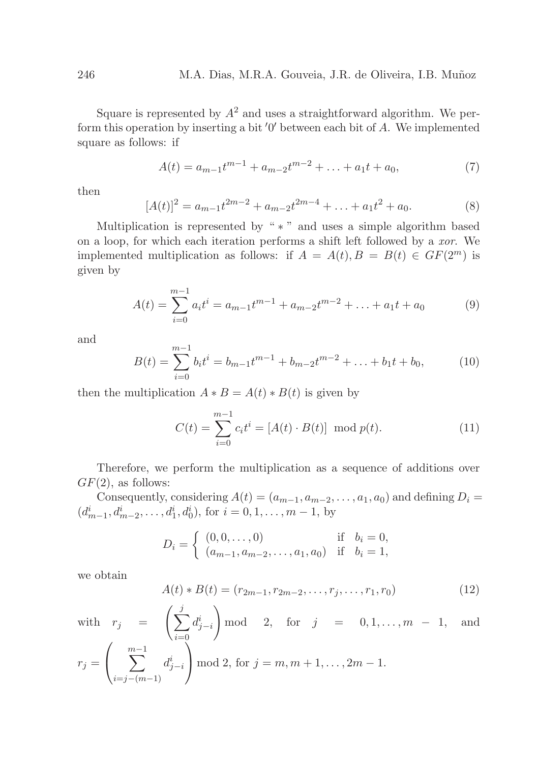Square is represented by $A^2$ and uses a straightforward algorithm. We perform this operation by inserting a bit $'0'$ between each bit of $A$. We implemented square as follows: if

$$A(t) = a_{m-1}t^{m-1} + a_{m-2}t^{m-2} + \ldots + a_1 t + a_0, \tag{7}$$

then

$$[A(t)]^2 = a_{m-1}t^{2m-2} + a_{m-2}t^{2m-4} + \ldots + a_1 t^2 + a_0. \tag{8}$$

Multiplication is represented by " $*$ " and uses a simple algorithm based on a loop, for which each iteration performs a shift left followed by a *xor*. We implemented multiplication as follows: if $A = A(t), B = B(t) \in GF(2^m)$ is given by

$$A(t) = \sum_{i=0}^{m-1} a_i t^i = a_{m-1}t^{m-1} + a_{m-2}t^{m-2} + \ldots + a_1 t + a_0 \tag{9}$$

and

$$B(t) = \sum_{i=0}^{m-1} b_i t^i = b_{m-1}t^{m-1} + b_{m-2}t^{m-2} + \ldots + b_1 t + b_0, \tag{10}$$

then the multiplication $A * B = A(t) * B(t)$ is given by

$$C(t) = \sum_{i=0}^{m-1} c_i t^i = [A(t) \cdot B(t)] \mod p(t). \tag{11}$$

Therefore, we perform the multiplication as a sequence of additions over $GF(2)$, as follows:

Consequently, considering $A(t) = (a_{m-1}, a_{m-2}, \ldots, a_1, a_0)$ and defining $D_i = (d^i_{m-1}, d^i_{m-2}, \ldots, d^i_1, d^i_0)$, for $i = 0, 1, \ldots, m-1$, by

$$D_i = \begin{cases} (0, 0, \ldots, 0) & \text{if} \quad b_i = 0, \\ (a_{m-1}, a_{m-2}, \ldots, a_1, a_0) & \text{if} \quad b_i = 1, \end{cases}$$

we obtain

$$A(t) * B(t) = (r_{2m-1}, r_{2m-2}, \ldots, r_j, \ldots, r_1, r_0) \tag{12}$$

with $r_j = \left( \sum_{i=0}^{j} d^i_{j-i} \right) \bmod 2$, for $j = 0, 1, \ldots, m-1$, and $r_j = \left( \sum_{i=j-(m-1)}^{m-1} d^i_{j-i} \right) \bmod 2$, for $j = m, m+1, \ldots, 2m-1$.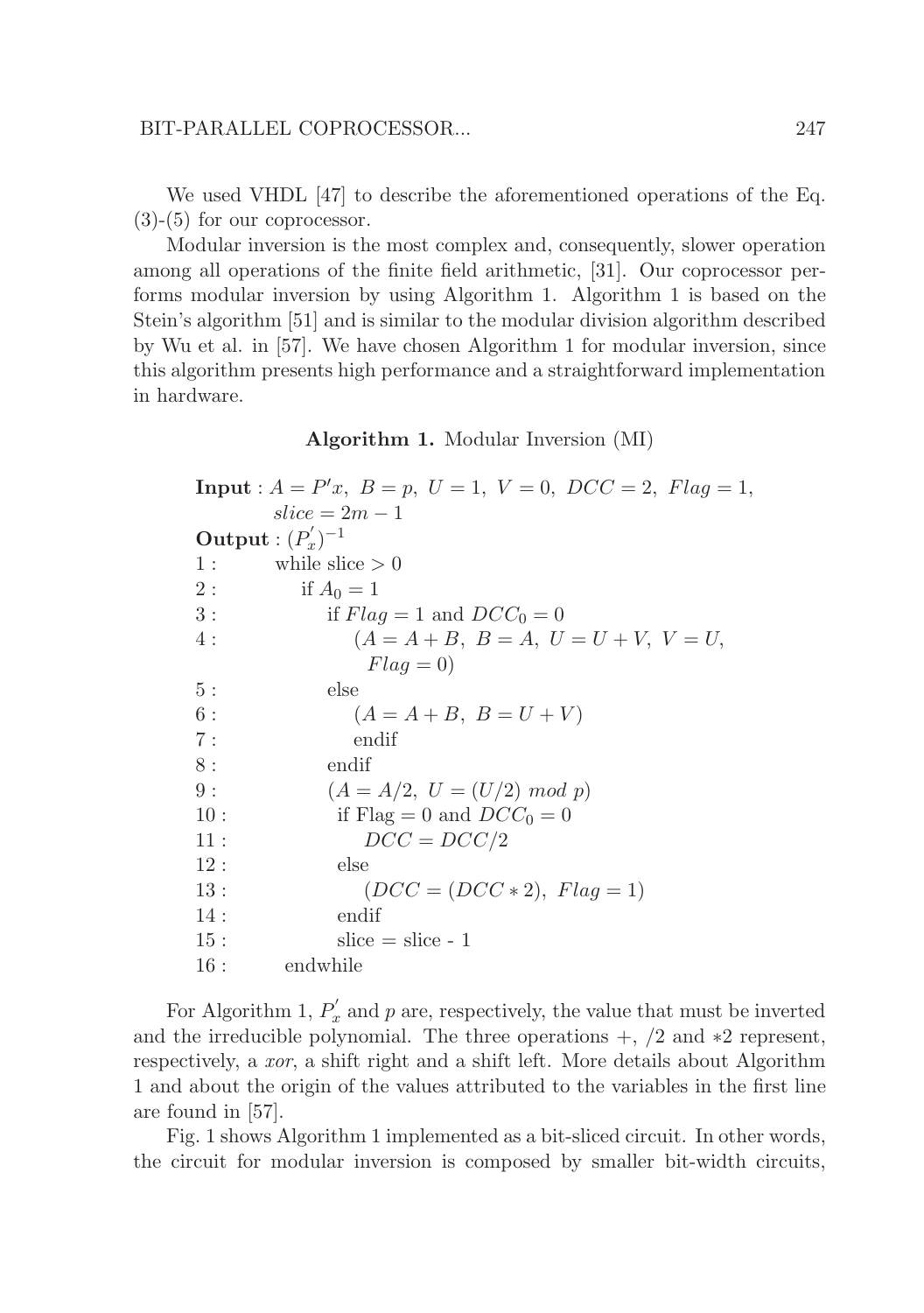We used VHDL [47] to describe the aforementioned operations of the Eq. (3)-(5) for our coprocessor.

Modular inversion is the most complex and, consequently, slower operation among all operations of the finite field arithmetic, [31]. Our coprocessor performs modular inversion by using Algorithm 1. Algorithm 1 is based on the Stein's algorithm [51] and is similar to the modular division algorithm described by Wu et al. in [57]. We have chosen Algorithm 1 for modular inversion, since this algorithm presents high performance and a straightforward implementation in hardware.

**Algorithm 1.** Modular Inversion (MI)

**Input** : $A = P'x,\ B = p,\ U = 1,\ V = 0,\ DCC = 2,\ Flag = 1,$
$slice = 2m - 1$

**Output** : $(P_x^{'})^{-1}$

1 : while slice $> 0$
2 : if $A_0 = 1$
3 : if $Flag = 1$ and $DCC_0 = 0$
4 : $(A = A + B,\ B = A,\ U = U + V,\ V = U,$ $Flag = 0)$
5 : else
6 : $(A = A + B,\ B = U + V)$
7 : endif
8 : endif
9 : $(A = A/2,\ U = (U/2)\ mod\ p)$
10 : if Flag $= 0$ and $DCC_0 = 0$
11 : $DCC = DCC/2$
12 : else
13 : $(DCC = (DCC * 2),\ Flag = 1)$
14 : endif
15 : slice = slice - 1
16 : endwhile

For Algorithm 1, $P_x^{'}$ and $p$ are, respectively, the value that must be inverted and the irreducible polynomial. The three operations $+$, $/2$ and $*2$ represent, respectively, a *xor*, a shift right and a shift left. More details about Algorithm 1 and about the origin of the values attributed to the variables in the first line are found in [57].

Fig. 1 shows Algorithm 1 implemented as a bit-sliced circuit. In other words, the circuit for modular inversion is composed by smaller bit-width circuits,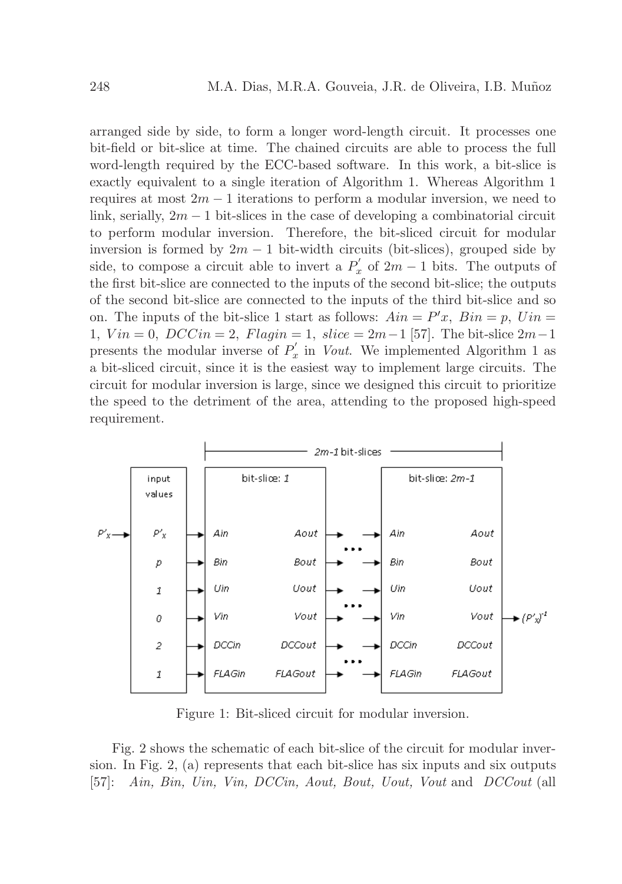arranged side by side, to form a longer word-length circuit. It processes one bit-field or bit-slice at time. The chained circuits are able to process the full word-length required by the ECC-based software. In this work, a bit-slice is exactly equivalent to a single iteration of Algorithm 1. Whereas Algorithm 1 requires at most $2m-1$ iterations to perform a modular inversion, we need to link, serially, $2m-1$ bit-slices in the case of developing a combinatorial circuit to perform modular inversion. Therefore, the bit-sliced circuit for modular inversion is formed by $2m-1$ bit-width circuits (bit-slices), grouped side by side, to compose a circuit able to invert a $P_x^{'}$ of $2m-1$ bits. The outputs of the first bit-slice are connected to the inputs of the second bit-slice; the outputs of the second bit-slice are connected to the inputs of the third bit-slice and so on. The inputs of the bit-slice 1 start as follows: $Ain = P'x$, $Bin = p$, $Uin = 1$, $Vin = 0$, $DCCin = 2$, $Flagin = 1$, $slice = 2m-1$ [57]. The bit-slice $2m-1$ presents the modular inverse of $P_x^{'}$ in *Vout*. We implemented Algorithm 1 as a bit-sliced circuit, since it is the easiest way to implement large circuits. The circuit for modular inversion is large, since we designed this circuit to prioritize the speed to the detriment of the area, attending to the proposed high-speed requirement.

Figure 1: Bit-sliced circuit for modular inversion.

Fig. 2 shows the schematic of each bit-slice of the circuit for modular inversion. In Fig. 2, (a) represents that each bit-slice has six inputs and six outputs [57]: *Ain, Bin, Uin, Vin, DCCin, Aout, Bout, Uout, Vout* and *DCCout* (all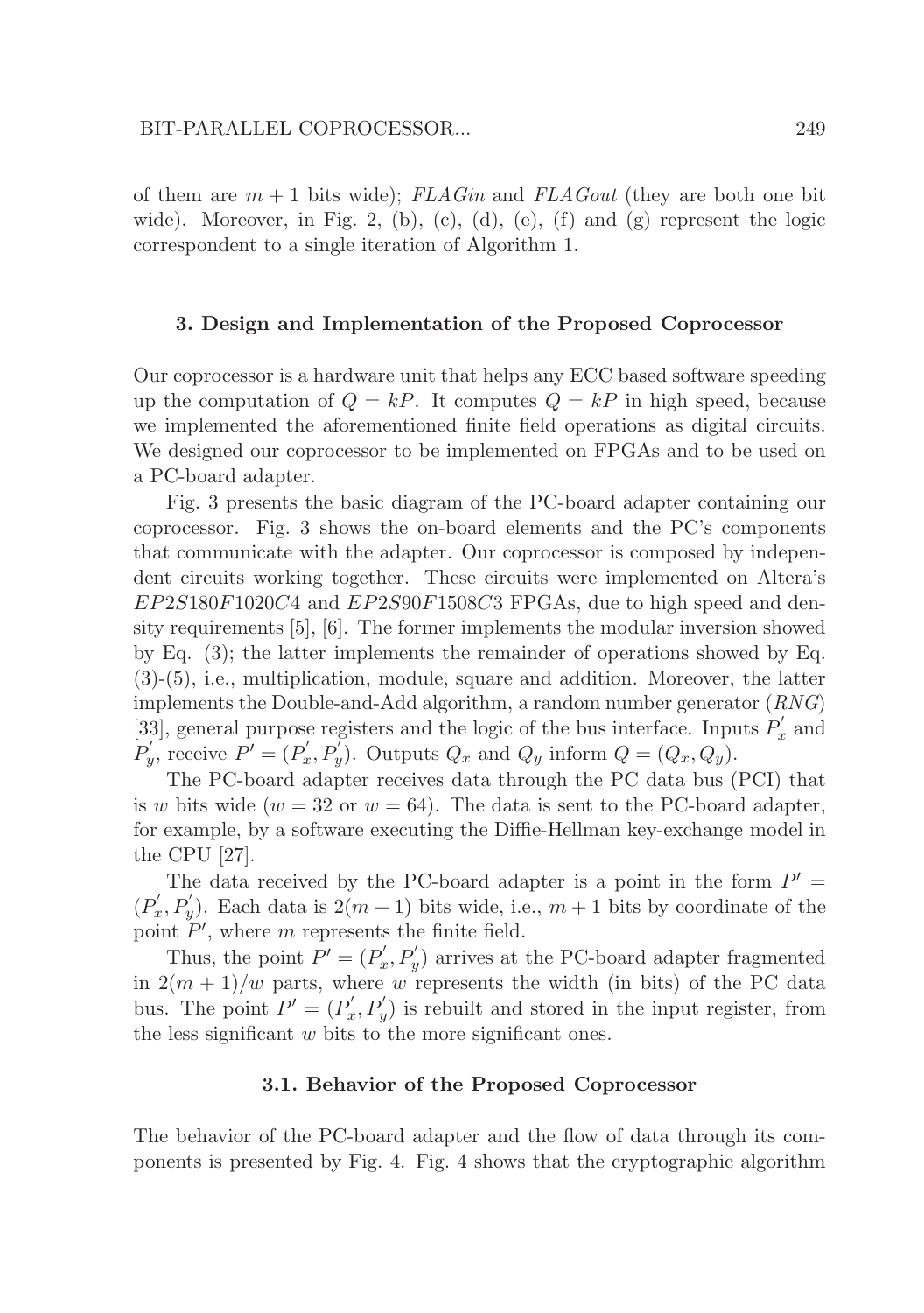of them are $m + 1$ bits wide); *FLAGin* and *FLAGout* (they are both one bit wide). Moreover, in Fig. 2, (b), (c), (d), (e), (f) and (g) represent the logic correspondent to a single iteration of Algorithm 1.

## 3. Design and Implementation of the Proposed Coprocessor

Our coprocessor is a hardware unit that helps any ECC based software speeding up the computation of $Q = kP$. It computes $Q = kP$ in high speed, because we implemented the aforementioned finite field operations as digital circuits. We designed our coprocessor to be implemented on FPGAs and to be used on a PC-board adapter.

Fig. 3 presents the basic diagram of the PC-board adapter containing our coprocessor. Fig. 3 shows the on-board elements and the PC's components that communicate with the adapter. Our coprocessor is composed by independent circuits working together. These circuits were implemented on Altera's $EP2S180F1020C4$ and $EP2S90F1508C3$ FPGAs, due to high speed and density requirements [5], [6]. The former implements the modular inversion showed by Eq. (3); the latter implements the remainder of operations showed by Eq. (3)-(5), i.e., multiplication, module, square and addition. Moreover, the latter implements the Double-and-Add algorithm, a random number generator ($RNG$) [33], general purpose registers and the logic of the bus interface. Inputs $P_x^{'}$ and $P_y^{'}$, receive $P' = (P_x^{'}, P_y^{'})$. Outputs $Q_x$ and $Q_y$ inform $Q = (Q_x, Q_y)$.

The PC-board adapter receives data through the PC data bus (PCI) that is $w$ bits wide ($w = 32$ or $w = 64$). The data is sent to the PC-board adapter, for example, by a software executing the Diffie-Hellman key-exchange model in the CPU [27].

The data received by the PC-board adapter is a point in the form $P' = (P_x^{'}, P_y^{'})$. Each data is $2(m + 1)$ bits wide, i.e., $m + 1$ bits by coordinate of the point $P'$, where $m$ represents the finite field.

Thus, the point $P' = (P_x^{'}, P_y^{'})$ arrives at the PC-board adapter fragmented in $2(m + 1)/w$ parts, where $w$ represents the width (in bits) of the PC data bus. The point $P' = (P_x^{'}, P_y^{'})$ is rebuilt and stored in the input register, from the less significant $w$ bits to the more significant ones.

### 3.1. Behavior of the Proposed Coprocessor

The behavior of the PC-board adapter and the flow of data through its components is presented by Fig. 4. Fig. 4 shows that the cryptographic algorithm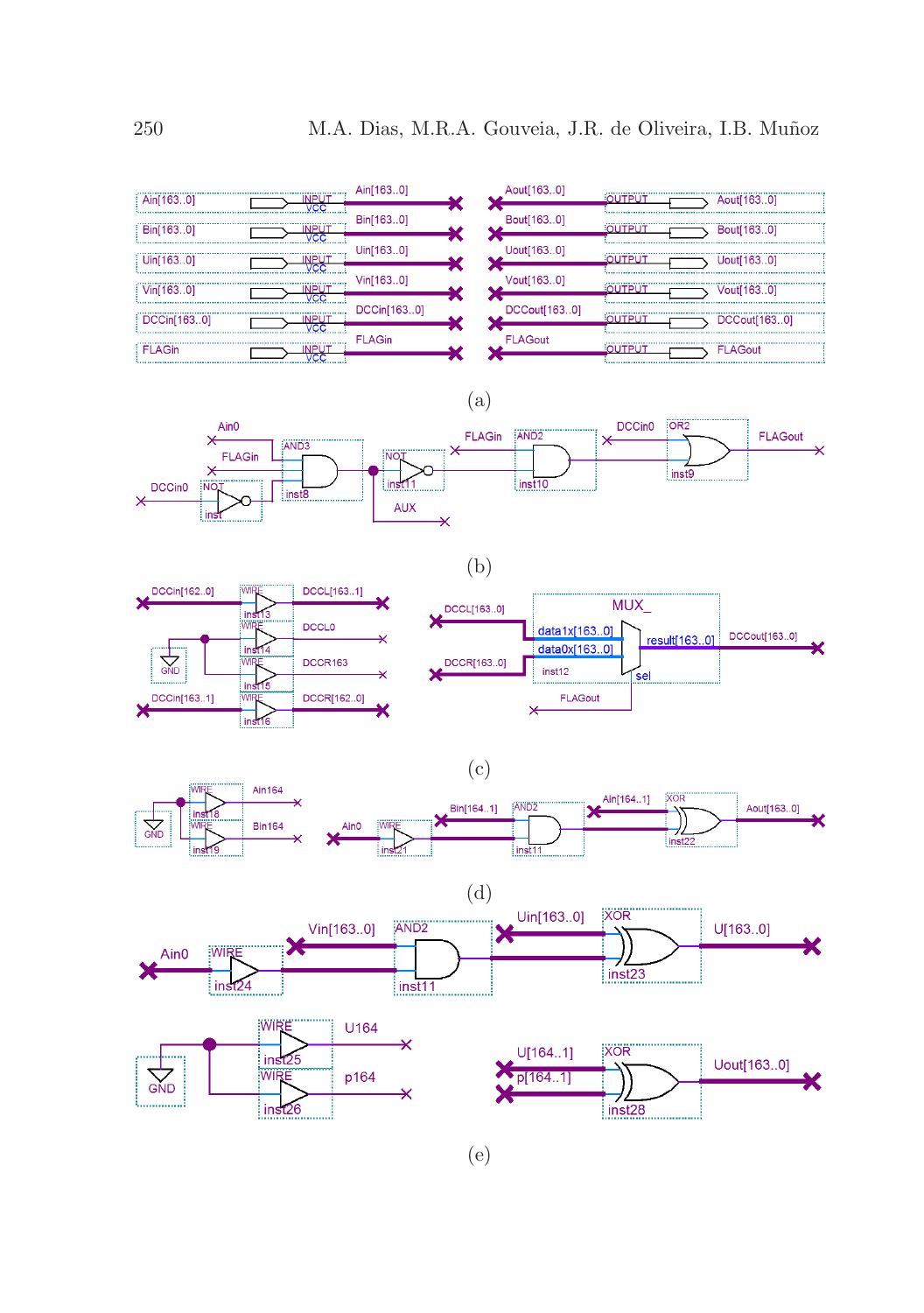(a)

(b)

(c)

(d)

(e)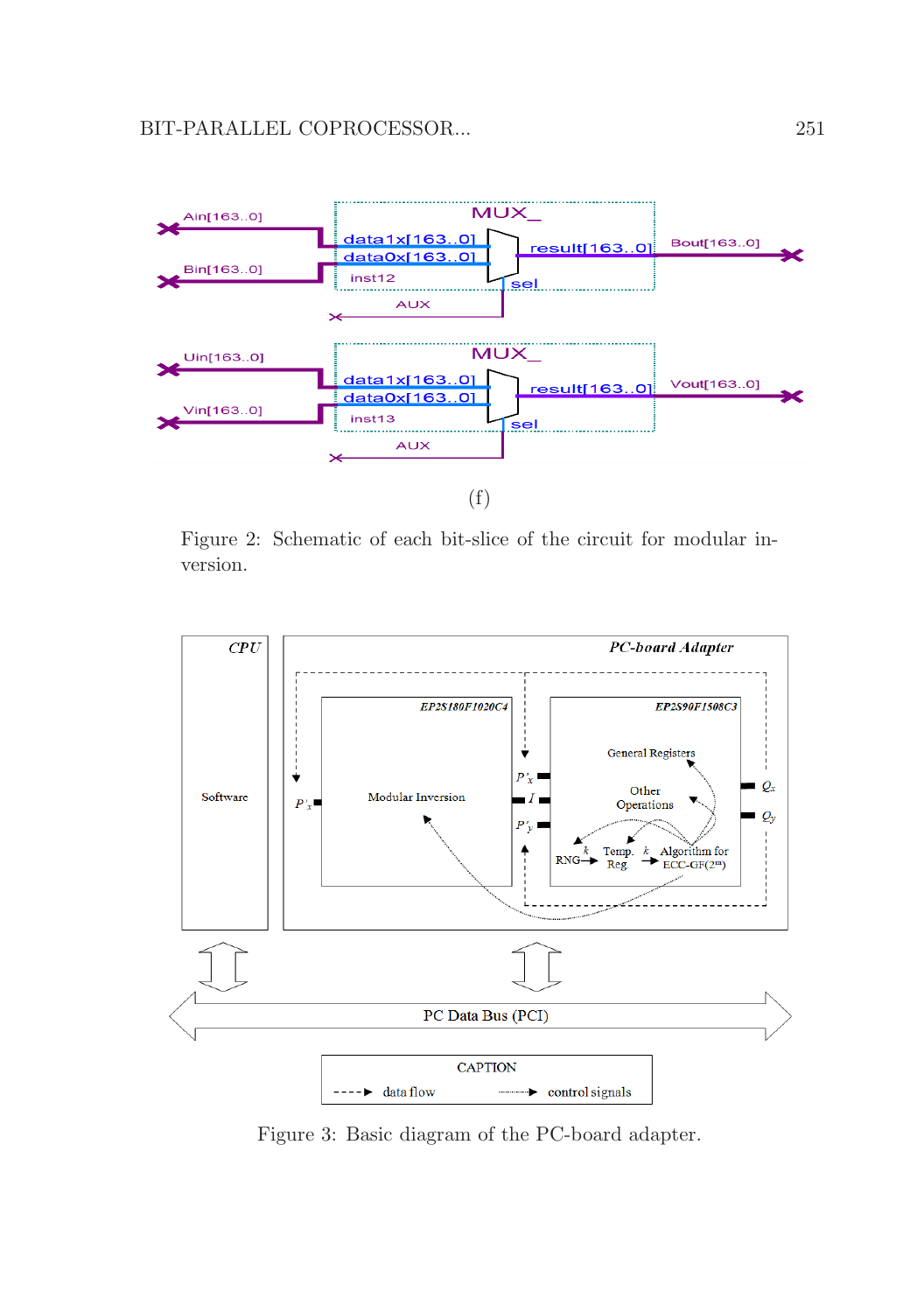(f)

Figure 2: Schematic of each bit-slice of the circuit for modular inversion.

Figure 3: Basic diagram of the PC-board adapter.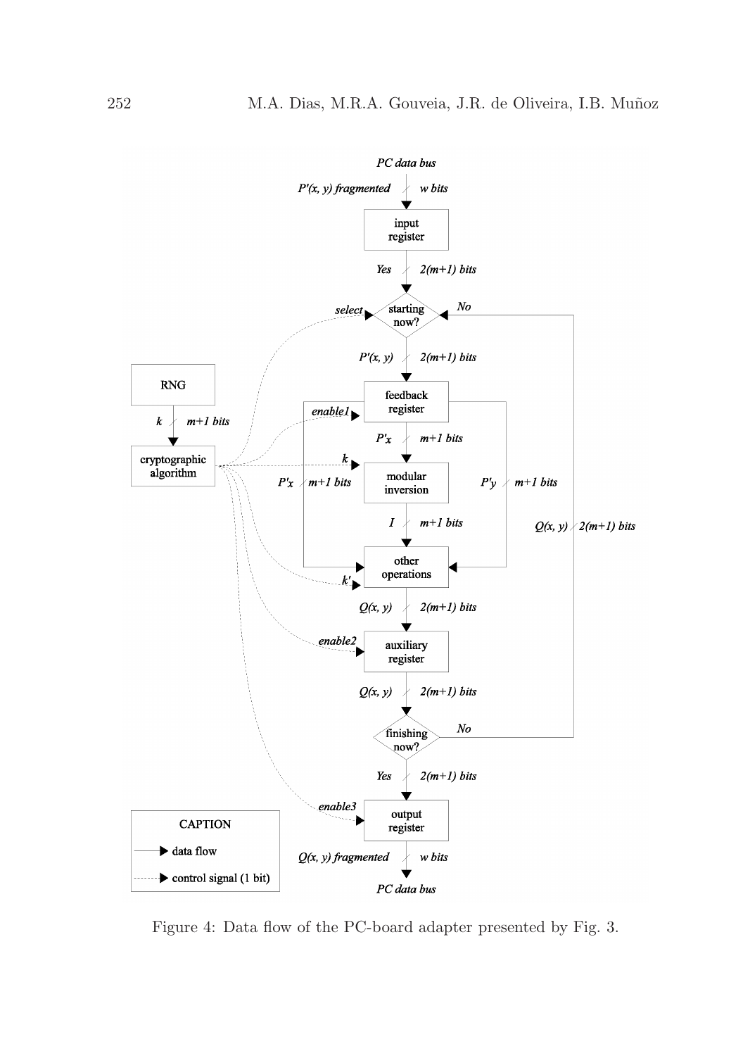Figure 4: Data flow of the PC-board adapter presented by Fig. 3.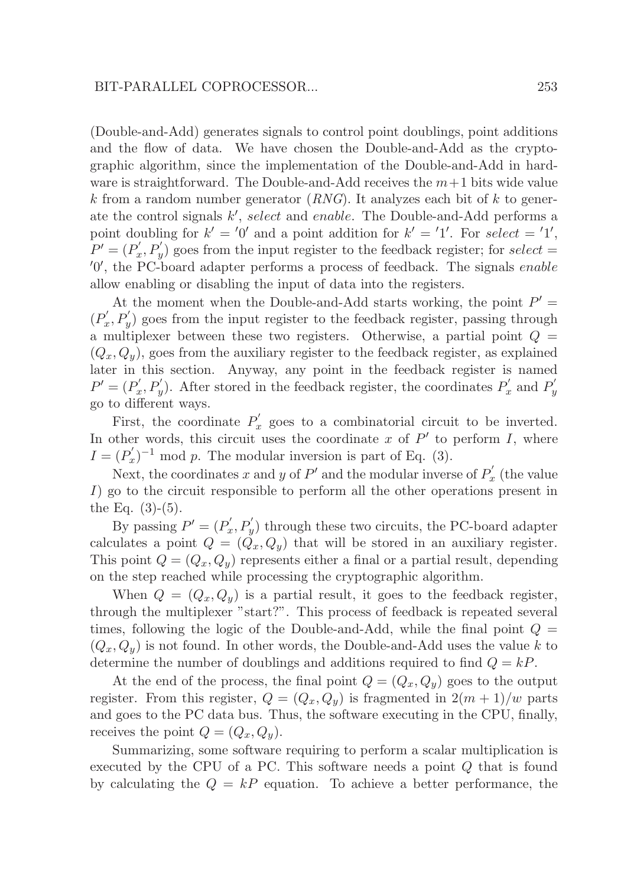(Double-and-Add) generates signals to control point doublings, point additions and the flow of data. We have chosen the Double-and-Add as the cryptographic algorithm, since the implementation of the Double-and-Add in hardware is straightforward. The Double-and-Add receives the $m+1$ bits wide value $k$ from a random number generator (*RNG*). It analyzes each bit of $k$ to generate the control signals $k'$, *select* and *enable*. The Double-and-Add performs a point doubling for $k' = '0'$ and a point addition for $k' = '1'$. For *select* $= '1'$, $P' = (P_x^{'}, P_y^{'})$ goes from the input register to the feedback register; for *select* $= '0'$, the PC-board adapter performs a process of feedback. The signals *enable* allow enabling or disabling the input of data into the registers.

At the moment when the Double-and-Add starts working, the point $P' = (P_x^{'}, P_y^{'})$ goes from the input register to the feedback register, passing through a multiplexer between these two registers. Otherwise, a partial point $Q = (Q_x, Q_y)$, goes from the auxiliary register to the feedback register, as explained later in this section. Anyway, any point in the feedback register is named $P' = (P_x^{'}, P_y^{'})$. After stored in the feedback register, the coordinates $P_x^{'}$ and $P_y^{'}$ go to different ways.

First, the coordinate $P_x^{'}$ goes to a combinatorial circuit to be inverted. In other words, this circuit uses the coordinate $x$ of $P'$ to perform $I$, where $I = (P_x^{'})^{-1} \bmod p$. The modular inversion is part of Eq. (3).

Next, the coordinates $x$ and $y$ of $P'$ and the modular inverse of $P_x^{'}$ (the value $I$) go to the circuit responsible to perform all the other operations present in the Eq. (3)-(5).

By passing $P' = (P_x^{'}, P_y^{'})$ through these two circuits, the PC-board adapter calculates a point $Q = (Q_x, Q_y)$ that will be stored in an auxiliary register. This point $Q = (Q_x, Q_y)$ represents either a final or a partial result, depending on the step reached while processing the cryptographic algorithm.

When $Q = (Q_x, Q_y)$ is a partial result, it goes to the feedback register, through the multiplexer "start?". This process of feedback is repeated several times, following the logic of the Double-and-Add, while the final point $Q = (Q_x, Q_y)$ is not found. In other words, the Double-and-Add uses the value $k$ to determine the number of doublings and additions required to find $Q = kP$.

At the end of the process, the final point $Q = (Q_x, Q_y)$ goes to the output register. From this register, $Q = (Q_x, Q_y)$ is fragmented in $2(m+1)/w$ parts and goes to the PC data bus. Thus, the software executing in the CPU, finally, receives the point $Q = (Q_x, Q_y)$.

Summarizing, some software requiring to perform a scalar multiplication is executed by the CPU of a PC. This software needs a point $Q$ that is found by calculating the $Q = kP$ equation. To achieve a better performance, the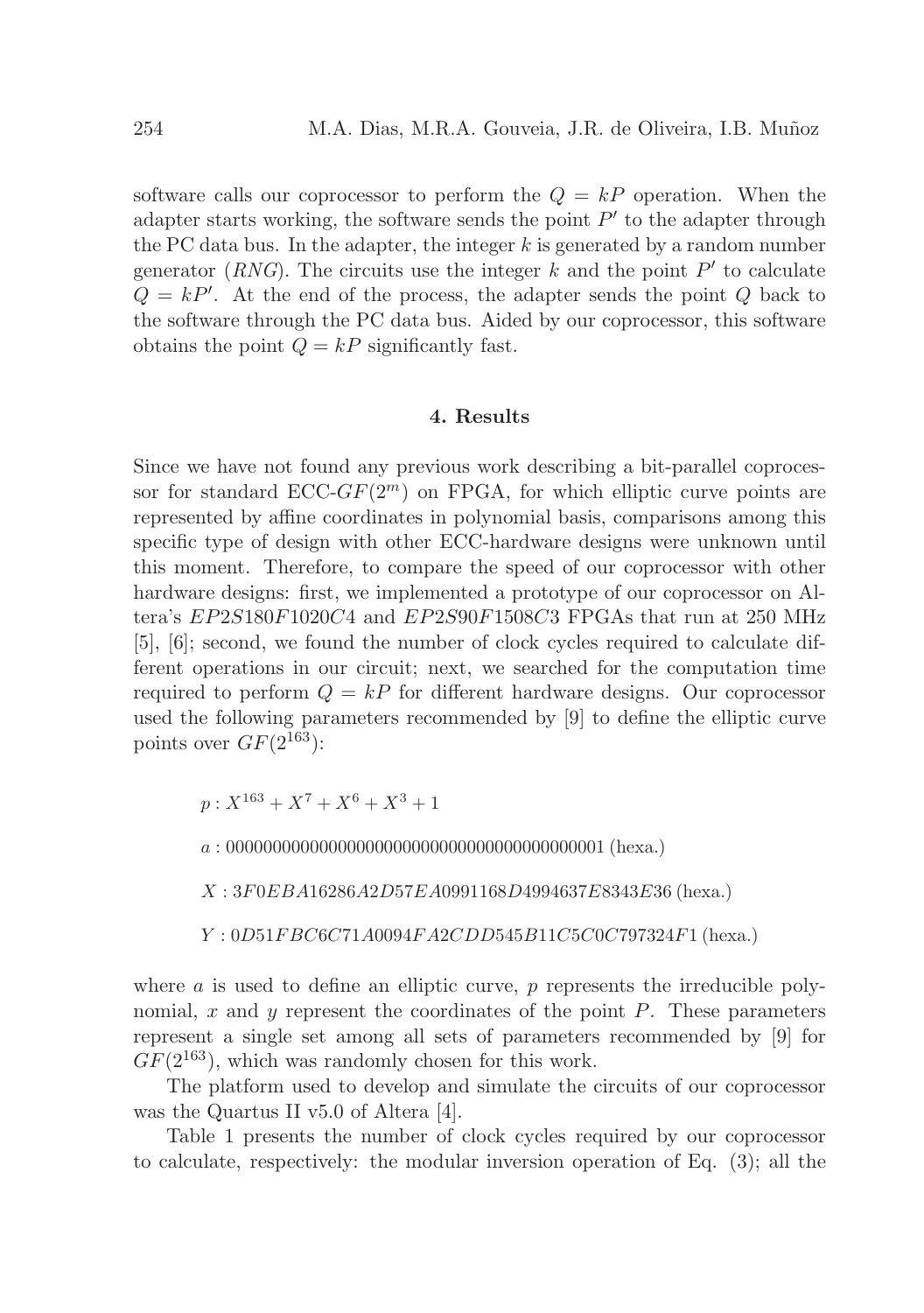software calls our coprocessor to perform the $Q = kP$ operation. When the adapter starts working, the software sends the point $P'$ to the adapter through the PC data bus. In the adapter, the integer $k$ is generated by a random number generator ($RNG$). The circuits use the integer $k$ and the point $P'$ to calculate $Q = kP'$. At the end of the process, the adapter sends the point $Q$ back to the software through the PC data bus. Aided by our coprocessor, this software obtains the point $Q = kP$ significantly fast.

## 4. Results

Since we have not found any previous work describing a bit-parallel coprocessor for standard ECC-$GF(2^m)$ on FPGA, for which elliptic curve points are represented by affine coordinates in polynomial basis, comparisons among this specific type of design with other ECC-hardware designs were unknown until this moment. Therefore, to compare the speed of our coprocessor with other hardware designs: first, we implemented a prototype of our coprocessor on Altera's $EP2S180F1020C4$ and $EP2S90F1508C3$ FPGAs that run at 250 MHz [5], [6]; second, we found the number of clock cycles required to calculate different operations in our circuit; next, we searched for the computation time required to perform $Q = kP$ for different hardware designs. Our coprocessor used the following parameters recommended by [9] to define the elliptic curve points over $GF(2^{163})$:

$p : X^{163} + X^7 + X^6 + X^3 + 1$

$a$ : 000000000000000000000000000000000000000001 (hexa.)

$X$ : $3F0EBA16286A2D57EA0991168D4994637E8343E36$ (hexa.)

$Y$ : $0D51FBC6C71A0094FA2CDD545B11C5C0C797324F1$ (hexa.)

where $a$ is used to define an elliptic curve, $p$ represents the irreducible polynomial, $x$ and $y$ represent the coordinates of the point $P$. These parameters represent a single set among all sets of parameters recommended by [9] for $GF(2^{163})$, which was randomly chosen for this work.

The platform used to develop and simulate the circuits of our coprocessor was the Quartus II v5.0 of Altera [4].

Table 1 presents the number of clock cycles required by our coprocessor to calculate, respectively: the modular inversion operation of Eq. (3); all the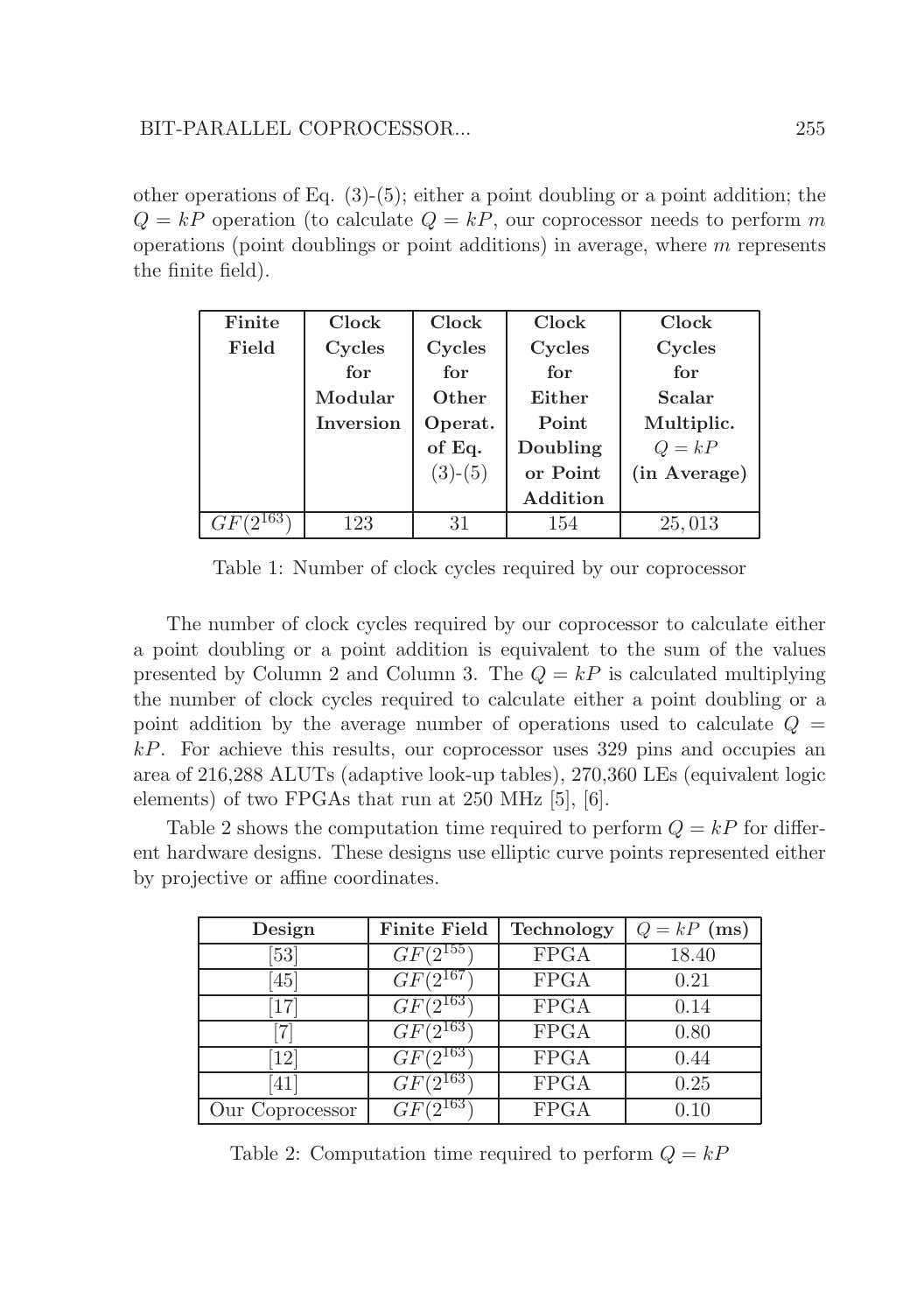other operations of Eq. (3)-(5); either a point doubling or a point addition; the $Q = kP$ operation (to calculate $Q = kP$, our coprocessor needs to perform $m$ operations (point doublings or point additions) in average, where $m$ represents the finite field).

| **Finite Field** | **Clock Cycles for Modular Inversion** | **Clock Cycles for Other Operat. of Eq. (3)-(5)** | **Clock Cycles for Either Point Doubling or Point Addition** | **Clock Cycles for Scalar Multiplic. $Q = kP$ (in Average)** |
|---|---|---|---|---|
| $GF(2^{163})$ | 123 | 31 | 154 | 25,013 |

Table 1: Number of clock cycles required by our coprocessor

The number of clock cycles required by our coprocessor to calculate either a point doubling or a point addition is equivalent to the sum of the values presented by Column 2 and Column 3. The $Q = kP$ is calculated multiplying the number of clock cycles required to calculate either a point doubling or a point addition by the average number of operations used to calculate $Q = kP$. For achieve this results, our coprocessor uses 329 pins and occupies an area of 216,288 ALUTs (adaptive look-up tables), 270,360 LEs (equivalent logic elements) of two FPGAs that run at 250 MHz [5], [6].

Table 2 shows the computation time required to perform $Q = kP$ for different hardware designs. These designs use elliptic curve points represented either by projective or affine coordinates.

| **Design** | **Finite Field** | **Technology** | **$Q = kP$ (ms)** |
|---|---|---|---|
| [53] | $GF(2^{155})$ | FPGA | 18.40 |
| [45] | $GF(2^{167})$ | FPGA | 0.21 |
| [17] | $GF(2^{163})$ | FPGA | 0.14 |
| [7] | $GF(2^{163})$ | FPGA | 0.80 |
| [12] | $GF(2^{163})$ | FPGA | 0.44 |
| [41] | $GF(2^{163})$ | FPGA | 0.25 |
| Our Coprocessor | $GF(2^{163})$ | FPGA | 0.10 |

Table 2: Computation time required to perform $Q = kP$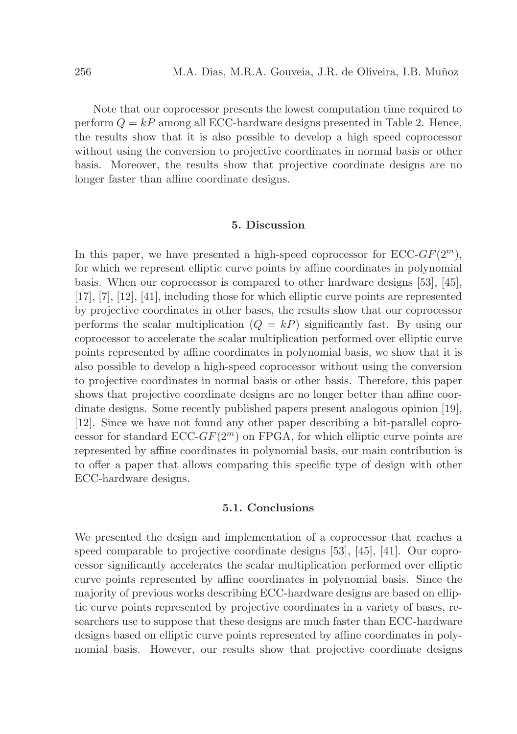Note that our coprocessor presents the lowest computation time required to perform $Q = kP$ among all ECC-hardware designs presented in Table 2. Hence, the results show that it is also possible to develop a high speed coprocessor without using the conversion to projective coordinates in normal basis or other basis. Moreover, the results show that projective coordinate designs are no longer faster than affine coordinate designs.

## 5. Discussion

In this paper, we have presented a high-speed coprocessor for ECC-$GF(2^m)$, for which we represent elliptic curve points by affine coordinates in polynomial basis. When our coprocessor is compared to other hardware designs [53], [45], [17], [7], [12], [41], including those for which elliptic curve points are represented by projective coordinates in other bases, the results show that our coprocessor performs the scalar multiplication ($Q = kP$) significantly fast. By using our coprocessor to accelerate the scalar multiplication performed over elliptic curve points represented by affine coordinates in polynomial basis, we show that it is also possible to develop a high-speed coprocessor without using the conversion to projective coordinates in normal basis or other basis. Therefore, this paper shows that projective coordinate designs are no longer better than affine coordinate designs. Some recently published papers present analogous opinion [19], [12]. Since we have not found any other paper describing a bit-parallel coprocessor for standard ECC-$GF(2^m)$ on FPGA, for which elliptic curve points are represented by affine coordinates in polynomial basis, our main contribution is to offer a paper that allows comparing this specific type of design with other ECC-hardware designs.

### 5.1. Conclusions

We presented the design and implementation of a coprocessor that reaches a speed comparable to projective coordinate designs [53], [45], [41]. Our coprocessor significantly accelerates the scalar multiplication performed over elliptic curve points represented by affine coordinates in polynomial basis. Since the majority of previous works describing ECC-hardware designs are based on elliptic curve points represented by projective coordinates in a variety of bases, researchers use to suppose that these designs are much faster than ECC-hardware designs based on elliptic curve points represented by affine coordinates in polynomial basis. However, our results show that projective coordinate designs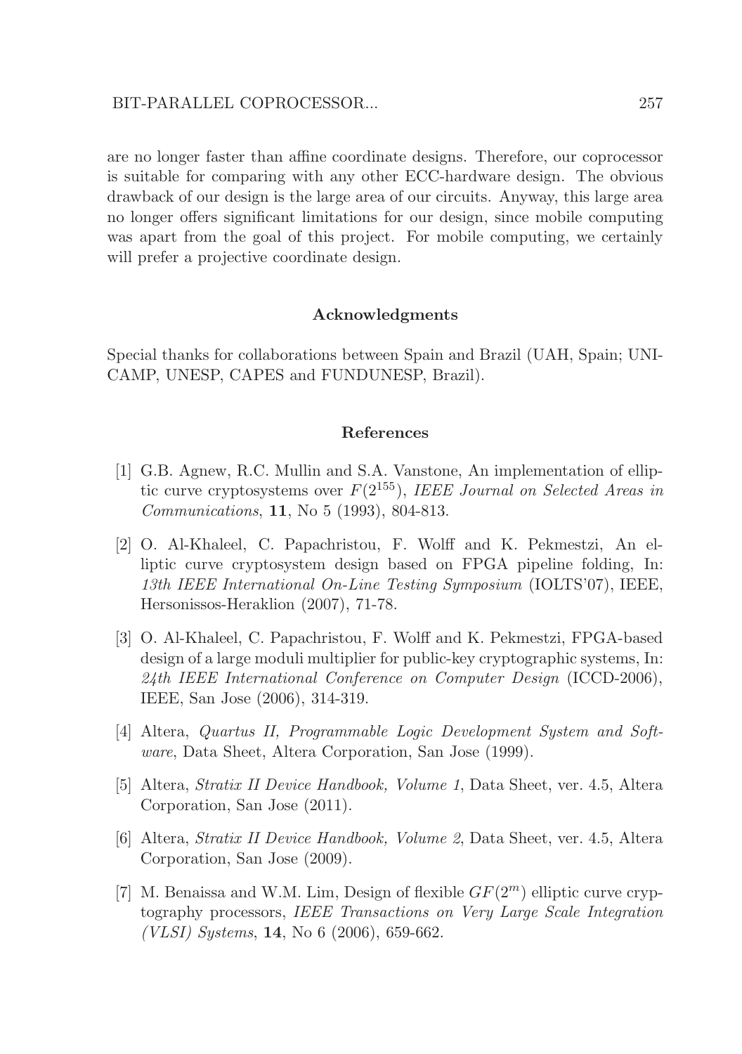are no longer faster than affine coordinate designs. Therefore, our coprocessor is suitable for comparing with any other ECC-hardware design. The obvious drawback of our design is the large area of our circuits. Anyway, this large area no longer offers significant limitations for our design, since mobile computing was apart from the goal of this project. For mobile computing, we certainly will prefer a projective coordinate design.

## Acknowledgments

Special thanks for collaborations between Spain and Brazil (UAH, Spain; UNICAMP, UNESP, CAPES and FUNDUNESP, Brazil).

## References

[1] G.B. Agnew, R.C. Mullin and S.A. Vanstone, An implementation of elliptic curve cryptosystems over $F(2^{155})$, *IEEE Journal on Selected Areas in Communications*, **11**, No 5 (1993), 804-813.

[2] O. Al-Khaleel, C. Papachristou, F. Wolff and K. Pekmestzi, An elliptic curve cryptosystem design based on FPGA pipeline folding, In: *13th IEEE International On-Line Testing Symposium* (IOLTS'07), IEEE, Hersonissos-Heraklion (2007), 71-78.

[3] O. Al-Khaleel, C. Papachristou, F. Wolff and K. Pekmestzi, FPGA-based design of a large moduli multiplier for public-key cryptographic systems, In: *24th IEEE International Conference on Computer Design* (ICCD-2006), IEEE, San Jose (2006), 314-319.

[4] Altera, *Quartus II, Programmable Logic Development System and Software*, Data Sheet, Altera Corporation, San Jose (1999).

[5] Altera, *Stratix II Device Handbook, Volume 1*, Data Sheet, ver. 4.5, Altera Corporation, San Jose (2011).

[6] Altera, *Stratix II Device Handbook, Volume 2*, Data Sheet, ver. 4.5, Altera Corporation, San Jose (2009).

[7] M. Benaissa and W.M. Lim, Design of flexible $GF(2^m)$ elliptic curve cryptography processors, *IEEE Transactions on Very Large Scale Integration (VLSI) Systems*, **14**, No 6 (2006), 659-662.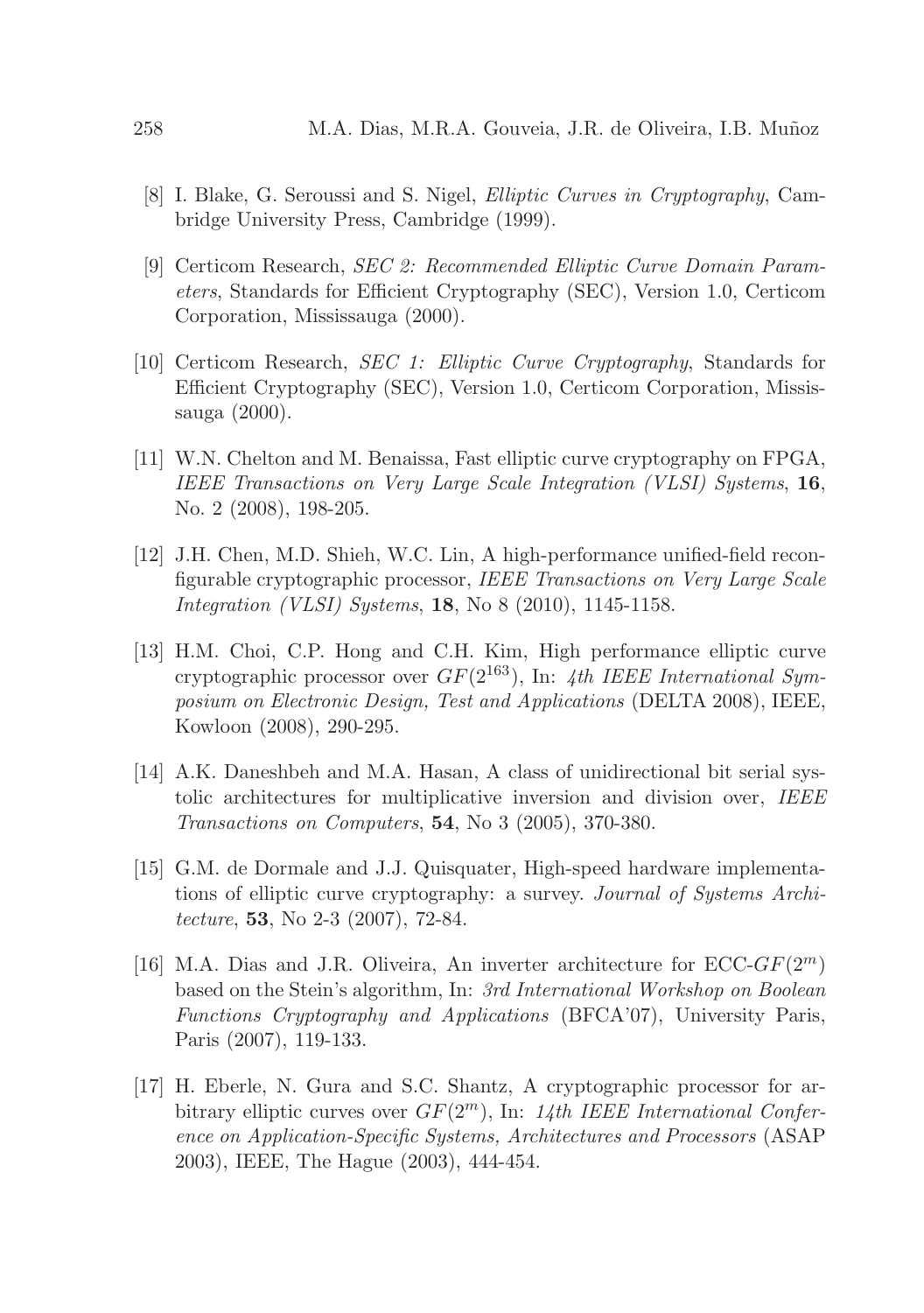[8] I. Blake, G. Seroussi and S. Nigel, *Elliptic Curves in Cryptography*, Cambridge University Press, Cambridge (1999).

[9] Certicom Research, *SEC 2: Recommended Elliptic Curve Domain Parameters*, Standards for Efficient Cryptography (SEC), Version 1.0, Certicom Corporation, Mississauga (2000).

[10] Certicom Research, *SEC 1: Elliptic Curve Cryptography*, Standards for Efficient Cryptography (SEC), Version 1.0, Certicom Corporation, Mississauga (2000).

[11] W.N. Chelton and M. Benaissa, Fast elliptic curve cryptography on FPGA, *IEEE Transactions on Very Large Scale Integration (VLSI) Systems*, **16**, No. 2 (2008), 198-205.

[12] J.H. Chen, M.D. Shieh, W.C. Lin, A high-performance unified-field reconfigurable cryptographic processor, *IEEE Transactions on Very Large Scale Integration (VLSI) Systems*, **18**, No 8 (2010), 1145-1158.

[13] H.M. Choi, C.P. Hong and C.H. Kim, High performance elliptic curve cryptographic processor over $GF(2^{163})$, In: *4th IEEE International Symposium on Electronic Design, Test and Applications* (DELTA 2008), IEEE, Kowloon (2008), 290-295.

[14] A.K. Daneshbeh and M.A. Hasan, A class of unidirectional bit serial systolic architectures for multiplicative inversion and division over, *IEEE Transactions on Computers*, **54**, No 3 (2005), 370-380.

[15] G.M. de Dormale and J.J. Quisquater, High-speed hardware implementations of elliptic curve cryptography: a survey. *Journal of Systems Architecture*, **53**, No 2-3 (2007), 72-84.

[16] M.A. Dias and J.R. Oliveira, An inverter architecture for ECC-$GF(2^m)$ based on the Stein's algorithm, In: *3rd International Workshop on Boolean Functions Cryptography and Applications* (BFCA'07), University Paris, Paris (2007), 119-133.

[17] H. Eberle, N. Gura and S.C. Shantz, A cryptographic processor for arbitrary elliptic curves over $GF(2^m)$, In: *14th IEEE International Conference on Application-Specific Systems, Architectures and Processors* (ASAP 2003), IEEE, The Hague (2003), 444-454.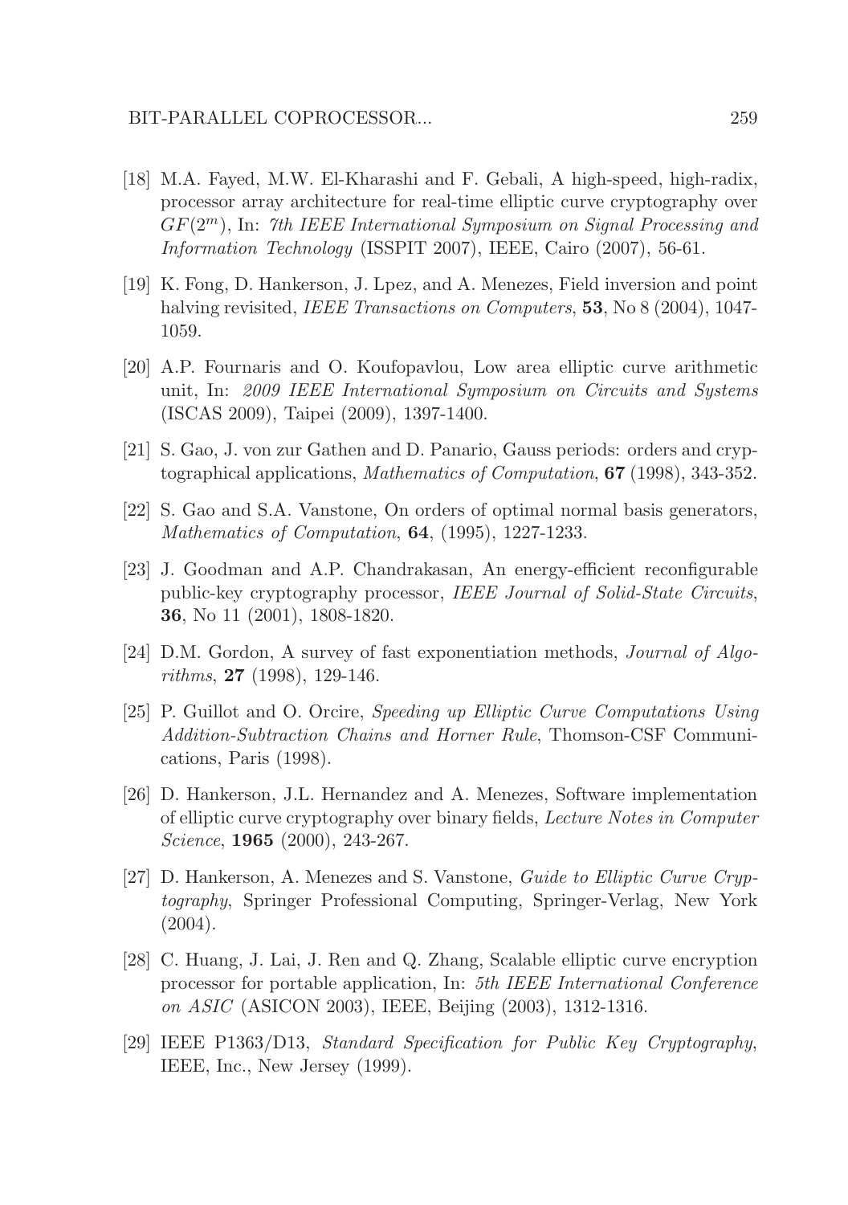[18] M.A. Fayed, M.W. El-Kharashi and F. Gebali, A high-speed, high-radix, processor array architecture for real-time elliptic curve cryptography over $GF(2^m)$, In: *7th IEEE International Symposium on Signal Processing and Information Technology* (ISSPIT 2007), IEEE, Cairo (2007), 56-61.

[19] K. Fong, D. Hankerson, J. Lpez, and A. Menezes, Field inversion and point halving revisited, *IEEE Transactions on Computers*, **53**, No 8 (2004), 1047-1059.

[20] A.P. Fournaris and O. Koufopavlou, Low area elliptic curve arithmetic unit, In: *2009 IEEE International Symposium on Circuits and Systems* (ISCAS 2009), Taipei (2009), 1397-1400.

[21] S. Gao, J. von zur Gathen and D. Panario, Gauss periods: orders and cryptographical applications, *Mathematics of Computation*, **67** (1998), 343-352.

[22] S. Gao and S.A. Vanstone, On orders of optimal normal basis generators, *Mathematics of Computation*, **64**, (1995), 1227-1233.

[23] J. Goodman and A.P. Chandrakasan, An energy-efficient reconfigurable public-key cryptography processor, *IEEE Journal of Solid-State Circuits*, **36**, No 11 (2001), 1808-1820.

[24] D.M. Gordon, A survey of fast exponentiation methods, *Journal of Algorithms*, **27** (1998), 129-146.

[25] P. Guillot and O. Orcire, *Speeding up Elliptic Curve Computations Using Addition-Subtraction Chains and Horner Rule*, Thomson-CSF Communications, Paris (1998).

[26] D. Hankerson, J.L. Hernandez and A. Menezes, Software implementation of elliptic curve cryptography over binary fields, *Lecture Notes in Computer Science*, **1965** (2000), 243-267.

[27] D. Hankerson, A. Menezes and S. Vanstone, *Guide to Elliptic Curve Cryptography*, Springer Professional Computing, Springer-Verlag, New York (2004).

[28] C. Huang, J. Lai, J. Ren and Q. Zhang, Scalable elliptic curve encryption processor for portable application, In: *5th IEEE International Conference on ASIC* (ASICON 2003), IEEE, Beijing (2003), 1312-1316.

[29] IEEE P1363/D13, *Standard Specification for Public Key Cryptography*, IEEE, Inc., New Jersey (1999).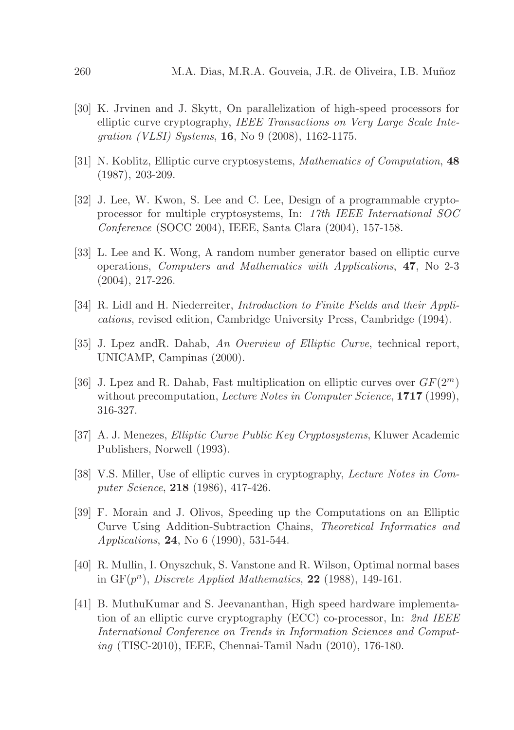[30] K. Jrvinen and J. Skytt, On parallelization of high-speed processors for elliptic curve cryptography, *IEEE Transactions on Very Large Scale Integration (VLSI) Systems*, **16**, No 9 (2008), 1162-1175.

[31] N. Koblitz, Elliptic curve cryptosystems, *Mathematics of Computation*, **48** (1987), 203-209.

[32] J. Lee, W. Kwon, S. Lee and C. Lee, Design of a programmable crypto-processor for multiple cryptosystems, In: *17th IEEE International SOC Conference* (SOCC 2004), IEEE, Santa Clara (2004), 157-158.

[33] L. Lee and K. Wong, A random number generator based on elliptic curve operations, *Computers and Mathematics with Applications*, **47**, No 2-3 (2004), 217-226.

[34] R. Lidl and H. Niederreiter, *Introduction to Finite Fields and their Applications*, revised edition, Cambridge University Press, Cambridge (1994).

[35] J. Lpez andR. Dahab, *An Overview of Elliptic Curve*, technical report, UNICAMP, Campinas (2000).

[36] J. Lpez and R. Dahab, Fast multiplication on elliptic curves over $GF(2^m)$ without precomputation, *Lecture Notes in Computer Science*, **1717** (1999), 316-327.

[37] A. J. Menezes, *Elliptic Curve Public Key Cryptosystems*, Kluwer Academic Publishers, Norwell (1993).

[38] V.S. Miller, Use of elliptic curves in cryptography, *Lecture Notes in Computer Science*, **218** (1986), 417-426.

[39] F. Morain and J. Olivos, Speeding up the Computations on an Elliptic Curve Using Addition-Subtraction Chains, *Theoretical Informatics and Applications*, **24**, No 6 (1990), 531-544.

[40] R. Mullin, I. Onyszchuk, S. Vanstone and R. Wilson, Optimal normal bases in $\mathrm{GF}(p^n)$, *Discrete Applied Mathematics*, **22** (1988), 149-161.

[41] B. MuthuKumar and S. Jeevananthan, High speed hardware implementation of an elliptic curve cryptography (ECC) co-processor, In: *2nd IEEE International Conference on Trends in Information Sciences and Computing* (TISC-2010), IEEE, Chennai-Tamil Nadu (2010), 176-180.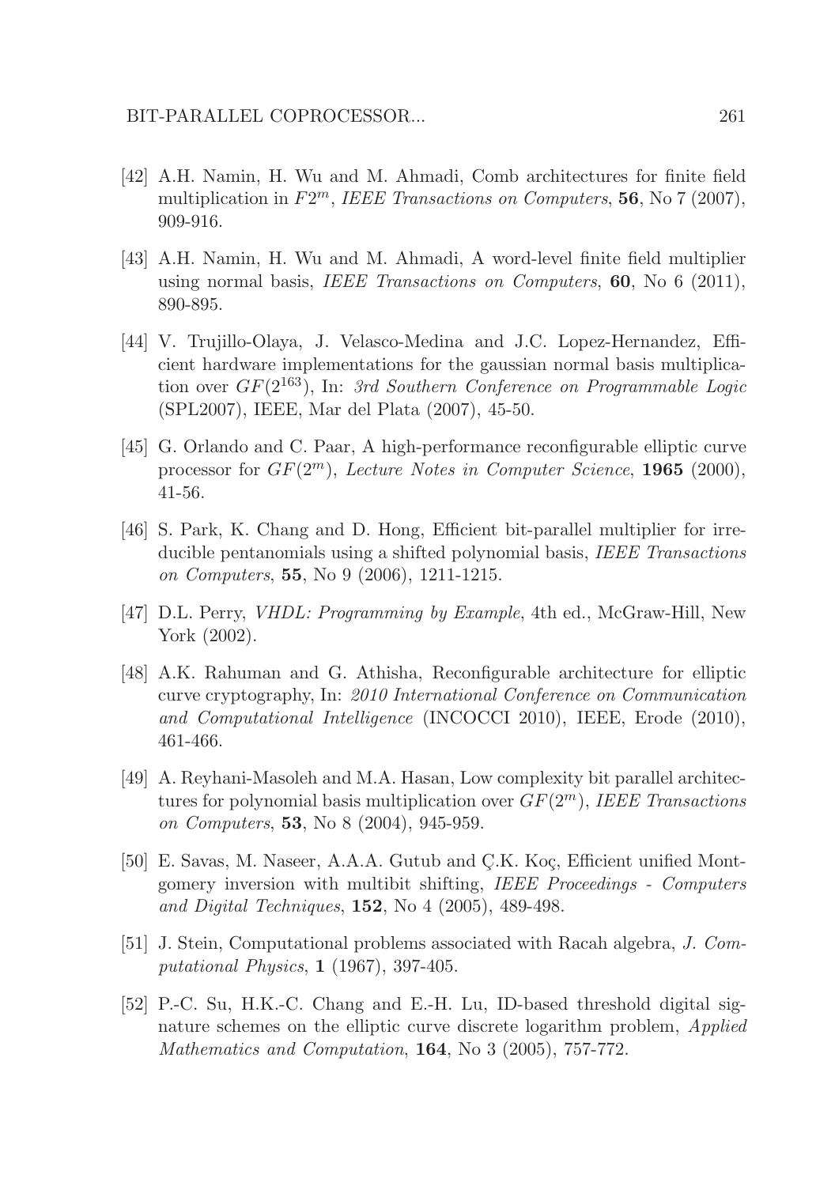[42] A.H. Namin, H. Wu and M. Ahmadi, Comb architectures for finite field multiplication in $F2^m$, *IEEE Transactions on Computers*, **56**, No 7 (2007), 909-916.

[43] A.H. Namin, H. Wu and M. Ahmadi, A word-level finite field multiplier using normal basis, *IEEE Transactions on Computers*, **60**, No 6 (2011), 890-895.

[44] V. Trujillo-Olaya, J. Velasco-Medina and J.C. Lopez-Hernandez, Efficient hardware implementations for the gaussian normal basis multiplication over $GF(2^{163})$, In: *3rd Southern Conference on Programmable Logic* (SPL2007), IEEE, Mar del Plata (2007), 45-50.

[45] G. Orlando and C. Paar, A high-performance reconfigurable elliptic curve processor for $GF(2^m)$, *Lecture Notes in Computer Science*, **1965** (2000), 41-56.

[46] S. Park, K. Chang and D. Hong, Efficient bit-parallel multiplier for irreducible pentanomials using a shifted polynomial basis, *IEEE Transactions on Computers*, **55**, No 9 (2006), 1211-1215.

[47] D.L. Perry, *VHDL: Programming by Example*, 4th ed., McGraw-Hill, New York (2002).

[48] A.K. Rahuman and G. Athisha, Reconfigurable architecture for elliptic curve cryptography, In: *2010 International Conference on Communication and Computational Intelligence* (INCOCCI 2010), IEEE, Erode (2010), 461-466.

[49] A. Reyhani-Masoleh and M.A. Hasan, Low complexity bit parallel architectures for polynomial basis multiplication over $GF(2^m)$, *IEEE Transactions on Computers*, **53**, No 8 (2004), 945-959.

[50] E. Savas, M. Naseer, A.A.A. Gutub and Ç.K. Koç, Efficient unified Montgomery inversion with multibit shifting, *IEEE Proceedings - Computers and Digital Techniques*, **152**, No 4 (2005), 489-498.

[51] J. Stein, Computational problems associated with Racah algebra, *J. Computational Physics*, **1** (1967), 397-405.

[52] P.-C. Su, H.K.-C. Chang and E.-H. Lu, ID-based threshold digital signature schemes on the elliptic curve discrete logarithm problem, *Applied Mathematics and Computation*, **164**, No 3 (2005), 757-772.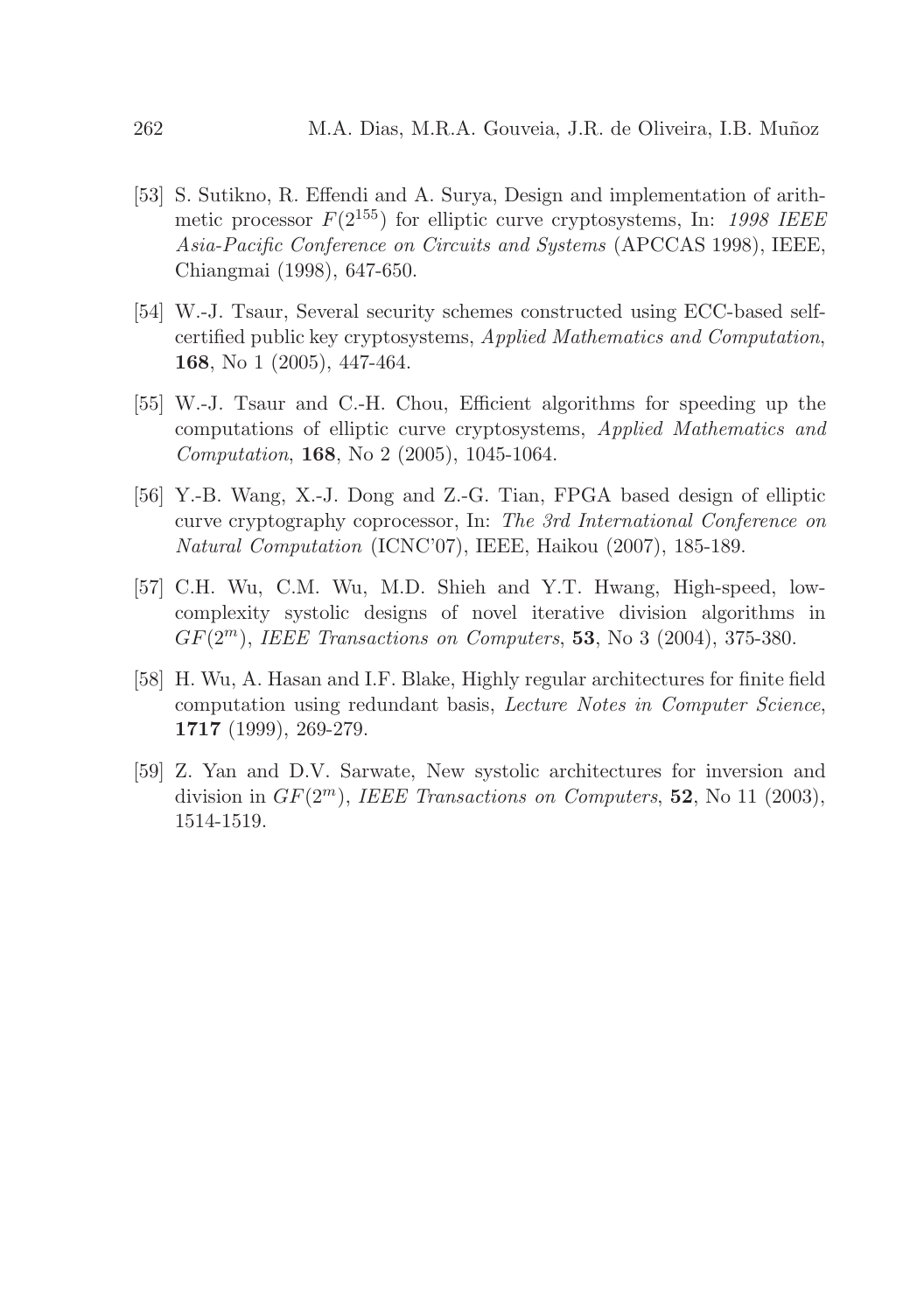[53] S. Sutikno, R. Effendi and A. Surya, Design and implementation of arithmetic processor $F(2^{155})$ for elliptic curve cryptosystems, In: *1998 IEEE Asia-Pacific Conference on Circuits and Systems* (APCCAS 1998), IEEE, Chiangmai (1998), 647-650.

[54] W.-J. Tsaur, Several security schemes constructed using ECC-based self-certified public key cryptosystems, *Applied Mathematics and Computation*, **168**, No 1 (2005), 447-464.

[55] W.-J. Tsaur and C.-H. Chou, Efficient algorithms for speeding up the computations of elliptic curve cryptosystems, *Applied Mathematics and Computation*, **168**, No 2 (2005), 1045-1064.

[56] Y.-B. Wang, X.-J. Dong and Z.-G. Tian, FPGA based design of elliptic curve cryptography coprocessor, In: *The 3rd International Conference on Natural Computation* (ICNC'07), IEEE, Haikou (2007), 185-189.

[57] C.H. Wu, C.M. Wu, M.D. Shieh and Y.T. Hwang, High-speed, low-complexity systolic designs of novel iterative division algorithms in $GF(2^m)$, *IEEE Transactions on Computers*, **53**, No 3 (2004), 375-380.

[58] H. Wu, A. Hasan and I.F. Blake, Highly regular architectures for finite field computation using redundant basis, *Lecture Notes in Computer Science*, **1717** (1999), 269-279.

[59] Z. Yan and D.V. Sarwate, New systolic architectures for inversion and division in $GF(2^m)$, *IEEE Transactions on Computers*, **52**, No 11 (2003), 1514-1519.